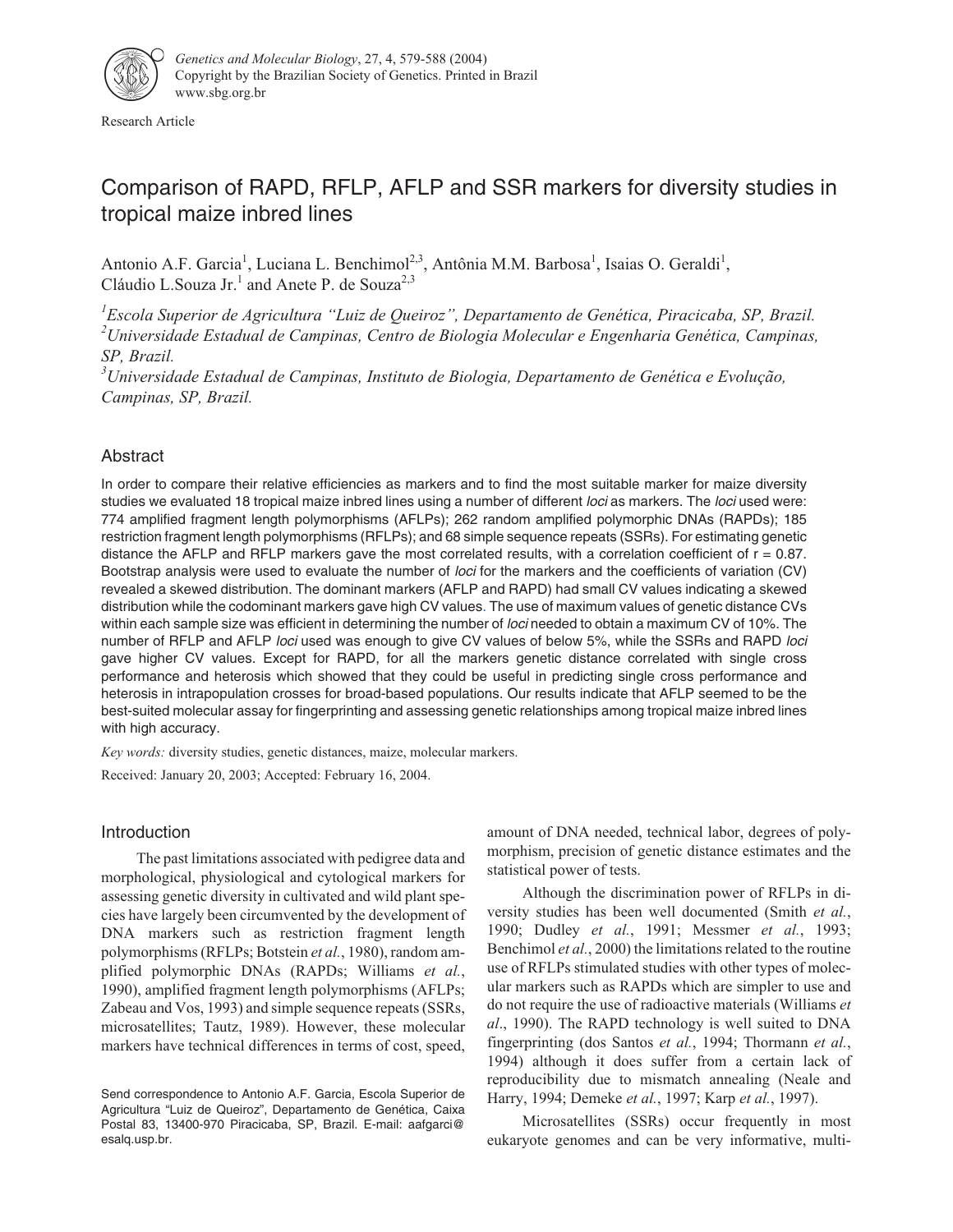Research Article

# Comparison of RAPD, RFLP, AFLP and SSR markers for diversity studies in tropical maize inbred lines

Antonio A.F. Garcia[1], Luciana L. Benchimol[2,3], Antônia M.M. Barbosa[1], Isaias O. Geraldi[1], Cláudio L.Souza Jr.[1] and Anete P. de Souza[2,3]

[1]*Escola Superior de Agricultura "Luiz de Queiroz", Departamento de Genética, Piracicaba, SP, Brazil.*
[2]*Universidade Estadual de Campinas, Centro de Biologia Molecular e Engenharia Genética, Campinas, SP, Brazil.*
[3]*Universidade Estadual de Campinas, Instituto de Biologia, Departamento de Genética e Evolução, Campinas, SP, Brazil.*

## Abstract

In order to compare their relative efficiencies as markers and to find the most suitable marker for maize diversity studies we evaluated 18 tropical maize inbred lines using a number of different *loci* as markers. The *loci* used were: 774 amplified fragment length polymorphisms (AFLPs); 262 random amplified polymorphic DNAs (RAPDs); 185 restriction fragment length polymorphisms (RFLPs); and 68 simple sequence repeats (SSRs). For estimating genetic distance the AFLP and RFLP markers gave the most correlated results, with a correlation coefficient of r = 0.87. Bootstrap analysis were used to evaluate the number of *loci* for the markers and the coefficients of variation (CV) revealed a skewed distribution. The dominant markers (AFLP and RAPD) had small CV values indicating a skewed distribution while the codominant markers gave high CV values. The use of maximum values of genetic distance CVs within each sample size was efficient in determining the number of *loci* needed to obtain a maximum CV of 10%. The number of RFLP and AFLP *loci* used was enough to give CV values of below 5%, while the SSRs and RAPD *loci* gave higher CV values. Except for RAPD, for all the markers genetic distance correlated with single cross performance and heterosis which showed that they could be useful in predicting single cross performance and heterosis in intrapopulation crosses for broad-based populations. Our results indicate that AFLP seemed to be the best-suited molecular assay for fingerprinting and assessing genetic relationships among tropical maize inbred lines with high accuracy.

*Key words:* diversity studies, genetic distances, maize, molecular markers.

Received: January 20, 2003; Accepted: February 16, 2004.

## Introduction

The past limitations associated with pedigree data and morphological, physiological and cytological markers for assessing genetic diversity in cultivated and wild plant species have largely been circumvented by the development of DNA markers such as restriction fragment length polymorphisms (RFLPs; Botstein *et al.*, 1980), random amplified polymorphic DNAs (RAPDs; Williams *et al.*, 1990), amplified fragment length polymorphisms (AFLPs; Zabeau and Vos, 1993) and simple sequence repeats (SSRs, microsatellites; Tautz, 1989). However, these molecular markers have technical differences in terms of cost, speed, amount of DNA needed, technical labor, degrees of polymorphism, precision of genetic distance estimates and the statistical power of tests.

Although the discrimination power of RFLPs in diversity studies has been well documented (Smith *et al.*, 1990; Dudley *et al.*, 1991; Messmer *et al.*, 1993; Benchimol *et al.*, 2000) the limitations related to the routine use of RFLPs stimulated studies with other types of molecular markers such as RAPDs which are simpler to use and do not require the use of radioactive materials (Williams *et al.*, 1990). The RAPD technology is well suited to DNA fingerprinting (dos Santos *et al.*, 1994; Thormann *et al.*, 1994) although it does suffer from a certain lack of reproducibility due to mismatch annealing (Neale and Harry, 1994; Demeke *et al.*, 1997; Karp *et al.*, 1997).

Microsatellites (SSRs) occur frequently in most eukaryote genomes and can be very informative, multi-

Send correspondence to Antonio A.F. Garcia, Escola Superior de Agricultura "Luiz de Queiroz", Departamento de Genética, Caixa Postal 83, 13400-970 Piracicaba, SP, Brazil. E-mail: aafgarci@esalq.usp.br.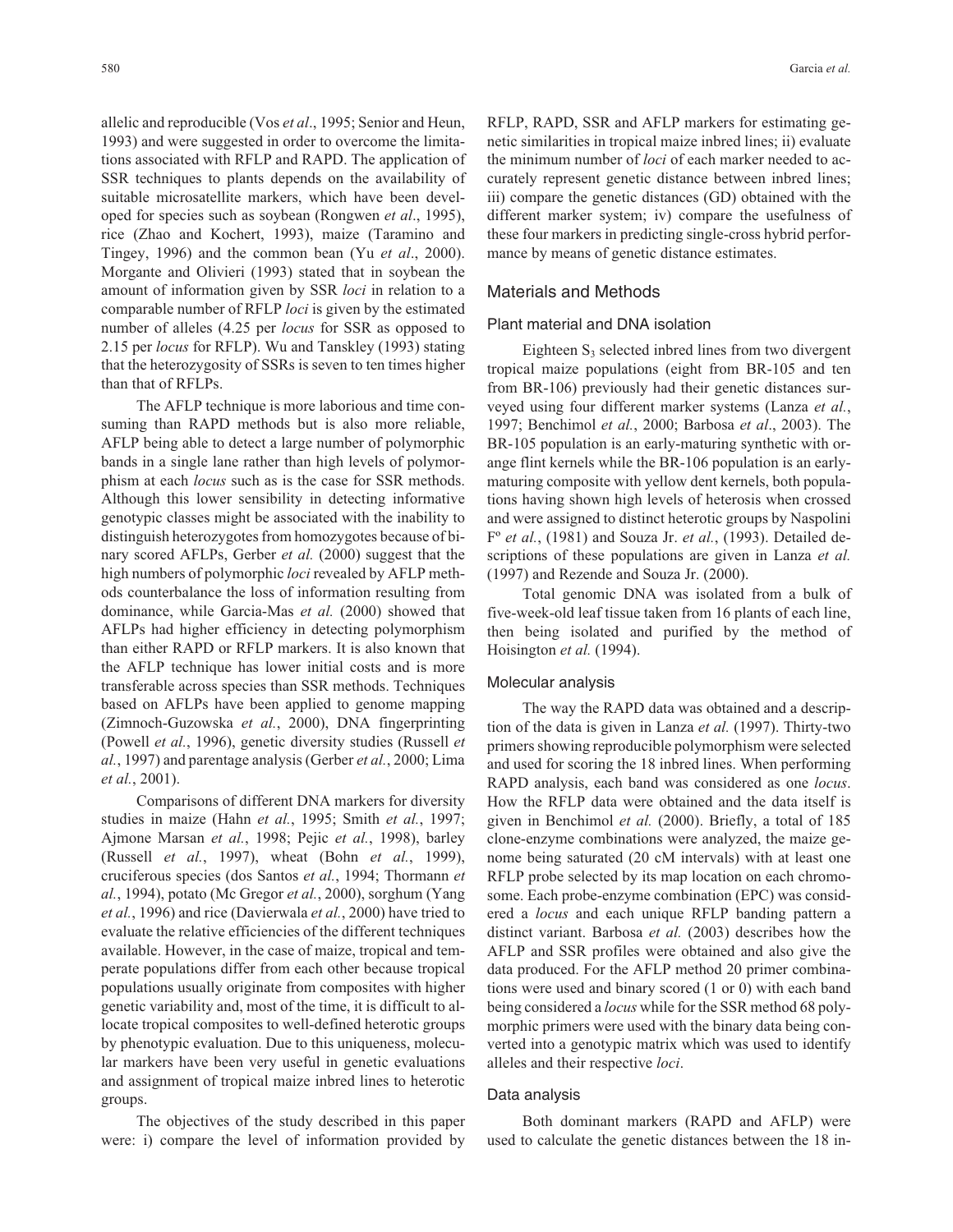allelic and reproducible (Vos *et al*., 1995; Senior and Heun, 1993) and were suggested in order to overcome the limitations associated with RFLP and RAPD. The application of SSR techniques to plants depends on the availability of suitable microsatellite markers, which have been developed for species such as soybean (Rongwen *et al*., 1995), rice (Zhao and Kochert, 1993), maize (Taramino and Tingey, 1996) and the common bean (Yu *et al*., 2000). Morgante and Olivieri (1993) stated that in soybean the amount of information given by SSR *loci* in relation to a comparable number of RFLP *loci* is given by the estimated number of alleles (4.25 per *locus* for SSR as opposed to 2.15 per *locus* for RFLP). Wu and Tanskley (1993) stating that the heterozygosity of SSRs is seven to ten times higher than that of RFLPs.

The AFLP technique is more laborious and time consuming than RAPD methods but is also more reliable, AFLP being able to detect a large number of polymorphic bands in a single lane rather than high levels of polymorphism at each *locus* such as is the case for SSR methods. Although this lower sensibility in detecting informative genotypic classes might be associated with the inability to distinguish heterozygotes from homozygotes because of binary scored AFLPs, Gerber *et al.* (2000) suggest that the high numbers of polymorphic *loci* revealed by AFLP methods counterbalance the loss of information resulting from dominance, while Garcia-Mas *et al.* (2000) showed that AFLPs had higher efficiency in detecting polymorphism than either RAPD or RFLP markers. It is also known that the AFLP technique has lower initial costs and is more transferable across species than SSR methods. Techniques based on AFLPs have been applied to genome mapping (Zimnoch-Guzowska *et al.*, 2000), DNA fingerprinting (Powell *et al.*, 1996), genetic diversity studies (Russell *et al.*, 1997) and parentage analysis (Gerber *et al.*, 2000; Lima *et al.*, 2001).

Comparisons of different DNA markers for diversity studies in maize (Hahn *et al.*, 1995; Smith *et al.*, 1997; Ajmone Marsan *et al.*, 1998; Pejic *et al.*, 1998), barley (Russell *et al.*, 1997), wheat (Bohn *et al.*, 1999), cruciferous species (dos Santos *et al.*, 1994; Thormann *et al.*, 1994), potato (Mc Gregor *et al.*, 2000), sorghum (Yang *et al.*, 1996) and rice (Davierwala *et al.*, 2000) have tried to evaluate the relative efficiencies of the different techniques available. However, in the case of maize, tropical and temperate populations differ from each other because tropical populations usually originate from composites with higher genetic variability and, most of the time, it is difficult to allocate tropical composites to well-defined heterotic groups by phenotypic evaluation. Due to this uniqueness, molecular markers have been very useful in genetic evaluations and assignment of tropical maize inbred lines to heterotic groups.

The objectives of the study described in this paper were: i) compare the level of information provided by RFLP, RAPD, SSR and AFLP markers for estimating genetic similarities in tropical maize inbred lines; ii) evaluate the minimum number of *loci* of each marker needed to accurately represent genetic distance between inbred lines; iii) compare the genetic distances (GD) obtained with the different marker system; iv) compare the usefulness of these four markers in predicting single-cross hybrid performance by means of genetic distance estimates.

## Materials and Methods

### Plant material and DNA isolation

Eighteen $S_3$ selected inbred lines from two divergent tropical maize populations (eight from BR-105 and ten from BR-106) previously had their genetic distances surveyed using four different marker systems (Lanza *et al.*, 1997; Benchimol *et al.*, 2000; Barbosa *et al*., 2003). The BR-105 population is an early-maturing synthetic with orange flint kernels while the BR-106 population is an early-maturing composite with yellow dent kernels, both populations having shown high levels of heterosis when crossed and were assigned to distinct heterotic groups by Naspolini Fº *et al.*, (1981) and Souza Jr. *et al.*, (1993). Detailed descriptions of these populations are given in Lanza *et al.* (1997) and Rezende and Souza Jr. (2000).

Total genomic DNA was isolated from a bulk of five-week-old leaf tissue taken from 16 plants of each line, then being isolated and purified by the method of Hoisington *et al.* (1994).

### Molecular analysis

The way the RAPD data was obtained and a description of the data is given in Lanza *et al.* (1997). Thirty-two primers showing reproducible polymorphism were selected and used for scoring the 18 inbred lines. When performing RAPD analysis, each band was considered as one *locus*. How the RFLP data were obtained and the data itself is given in Benchimol *et al.* (2000). Briefly, a total of 185 clone-enzyme combinations were analyzed, the maize genome being saturated (20 cM intervals) with at least one RFLP probe selected by its map location on each chromosome. Each probe-enzyme combination (EPC) was considered a *locus* and each unique RFLP banding pattern a distinct variant. Barbosa *et al.* (2003) describes how the AFLP and SSR profiles were obtained and also give the data produced. For the AFLP method 20 primer combinations were used and binary scored (1 or 0) with each band being considered a *locus* while for the SSR method 68 polymorphic primers were used with the binary data being converted into a genotypic matrix which was used to identify alleles and their respective *loci*.

### Data analysis

Both dominant markers (RAPD and AFLP) were used to calculate the genetic distances between the 18 in-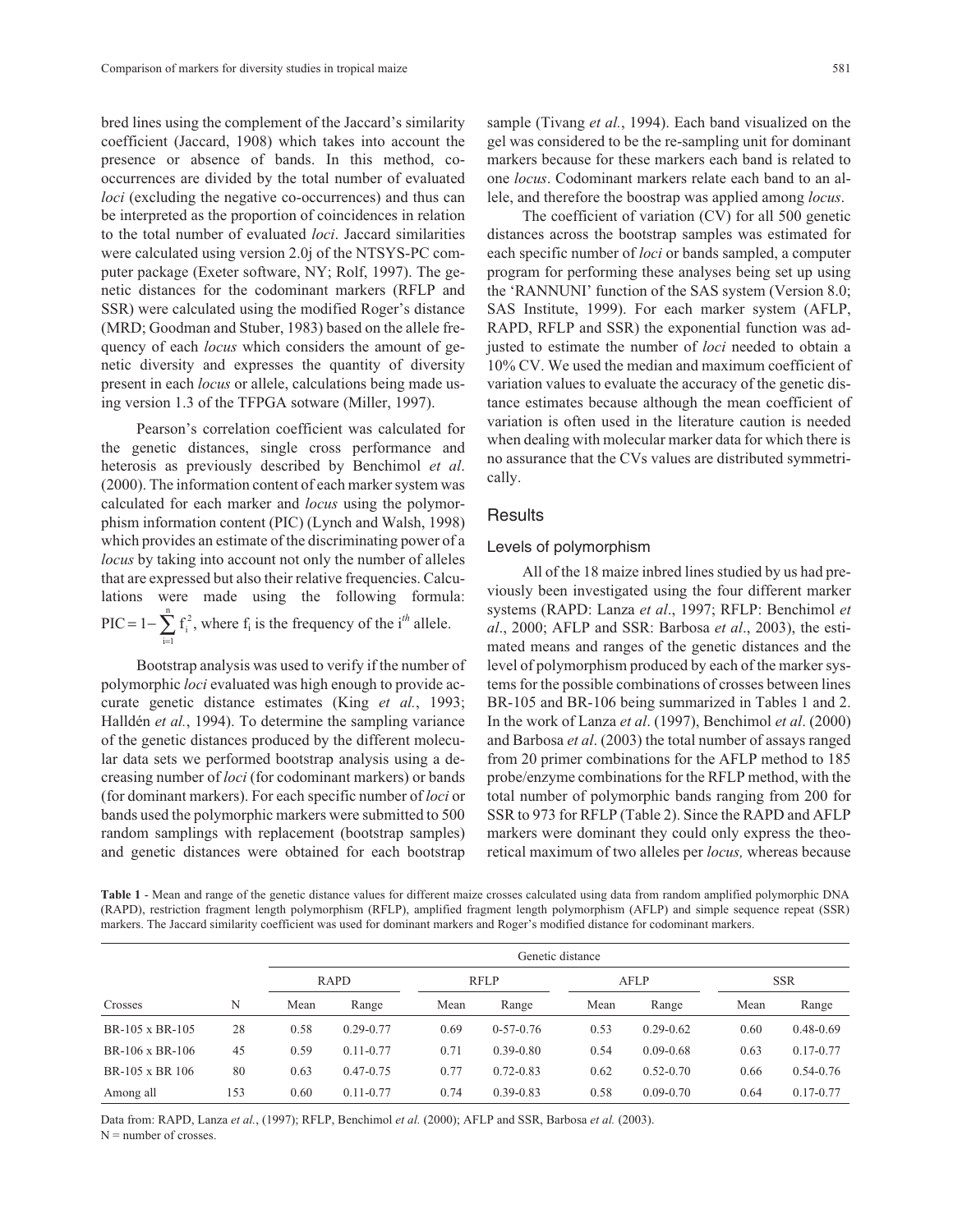bred lines using the complement of the Jaccard's similarity coefficient (Jaccard, 1908) which takes into account the presence or absence of bands. In this method, co-occurrences are divided by the total number of evaluated *loci* (excluding the negative co-occurrences) and thus can be interpreted as the proportion of coincidences in relation to the total number of evaluated *loci*. Jaccard similarities were calculated using version 2.0j of the NTSYS-PC computer package (Exeter software, NY; Rolf, 1997). The genetic distances for the codominant markers (RFLP and SSR) were calculated using the modified Roger's distance (MRD; Goodman and Stuber, 1983) based on the allele frequency of each *locus* which considers the amount of genetic diversity and expresses the quantity of diversity present in each *locus* or allele, calculations being made using version 1.3 of the TFPGA sotware (Miller, 1997).

Pearson's correlation coefficient was calculated for the genetic distances, single cross performance and heterosis as previously described by Benchimol *et al*. (2000). The information content of each marker system was calculated for each marker and *locus* using the polymorphism information content (PIC) (Lynch and Walsh, 1998) which provides an estimate of the discriminating power of a *locus* by taking into account not only the number of alleles that are expressed but also their relative frequencies. Calculations were made using the following formula: $\text{PIC} = 1 - \sum_{i=1}^{n} f_i^2$, where $f_i$ is the frequency of the $i^{th}$ allele.

Bootstrap analysis was used to verify if the number of polymorphic *loci* evaluated was high enough to provide accurate genetic distance estimates (King *et al.*, 1993; Halldén *et al.*, 1994). To determine the sampling variance of the genetic distances produced by the different molecular data sets we performed bootstrap analysis using a decreasing number of *loci* (for codominant markers) or bands (for dominant markers). For each specific number of *loci* or bands used the polymorphic markers were submitted to 500 random samplings with replacement (bootstrap samples) and genetic distances were obtained for each bootstrap sample (Tivang *et al.*, 1994). Each band visualized on the gel was considered to be the re-sampling unit for dominant markers because for these markers each band is related to one *locus*. Codominant markers relate each band to an allele, and therefore the boostrap was applied among *locus*.

The coefficient of variation (CV) for all 500 genetic distances across the bootstrap samples was estimated for each specific number of *loci* or bands sampled, a computer program for performing these analyses being set up using the 'RANNUNI' function of the SAS system (Version 8.0; SAS Institute, 1999). For each marker system (AFLP, RAPD, RFLP and SSR) the exponential function was adjusted to estimate the number of *loci* needed to obtain a 10% CV. We used the median and maximum coefficient of variation values to evaluate the accuracy of the genetic distance estimates because although the mean coefficient of variation is often used in the literature caution is needed when dealing with molecular marker data for which there is no assurance that the CVs values are distributed symmetrically.

## Results

### Levels of polymorphism

All of the 18 maize inbred lines studied by us had previously been investigated using the four different marker systems (RAPD: Lanza *et al*., 1997; RFLP: Benchimol *et al*., 2000; AFLP and SSR: Barbosa *et al*., 2003), the estimated means and ranges of the genetic distances and the level of polymorphism produced by each of the marker systems for the possible combinations of crosses between lines BR-105 and BR-106 being summarized in Tables 1 and 2. In the work of Lanza *et al*. (1997), Benchimol *et al*. (2000) and Barbosa *et al*. (2003) the total number of assays ranged from 20 primer combinations for the AFLP method to 185 probe/enzyme combinations for the RFLP method, with the total number of polymorphic bands ranging from 200 for SSR to 973 for RFLP (Table 2). Since the RAPD and AFLP markers were dominant they could only express the theoretical maximum of two alleles per *locus,* whereas because

**Table 1** - Mean and range of the genetic distance values for different maize crosses calculated using data from random amplified polymorphic DNA (RAPD), restriction fragment length polymorphism (RFLP), amplified fragment length polymorphism (AFLP) and simple sequence repeat (SSR) markers. The Jaccard similarity coefficient was used for dominant markers and Roger's modified distance for codominant markers.

| | | Genetic distance | | | | | | | |
|---|---|---|---|---|---|---|---|---|---|
| | | RAPD | | RFLP | | AFLP | | SSR | |
| Crosses | N | Mean | Range | Mean | Range | Mean | Range | Mean | Range |
| BR-105 x BR-105 | 28 | 0.58 | 0.29-0.77 | 0.69 | 0-57-0.76 | 0.53 | 0.29-0.62 | 0.60 | 0.48-0.69 |
| BR-106 x BR-106 | 45 | 0.59 | 0.11-0.77 | 0.71 | 0.39-0.80 | 0.54 | 0.09-0.68 | 0.63 | 0.17-0.77 |
| BR-105 x BR 106 | 80 | 0.63 | 0.47-0.75 | 0.77 | 0.72-0.83 | 0.62 | 0.52-0.70 | 0.66 | 0.54-0.76 |
| Among all | 153 | 0.60 | 0.11-0.77 | 0.74 | 0.39-0.83 | 0.58 | 0.09-0.70 | 0.64 | 0.17-0.77 |

Data from: RAPD, Lanza *et al.*, (1997); RFLP, Benchimol *et al.* (2000); AFLP and SSR, Barbosa *et al.* (2003).
N = number of crosses.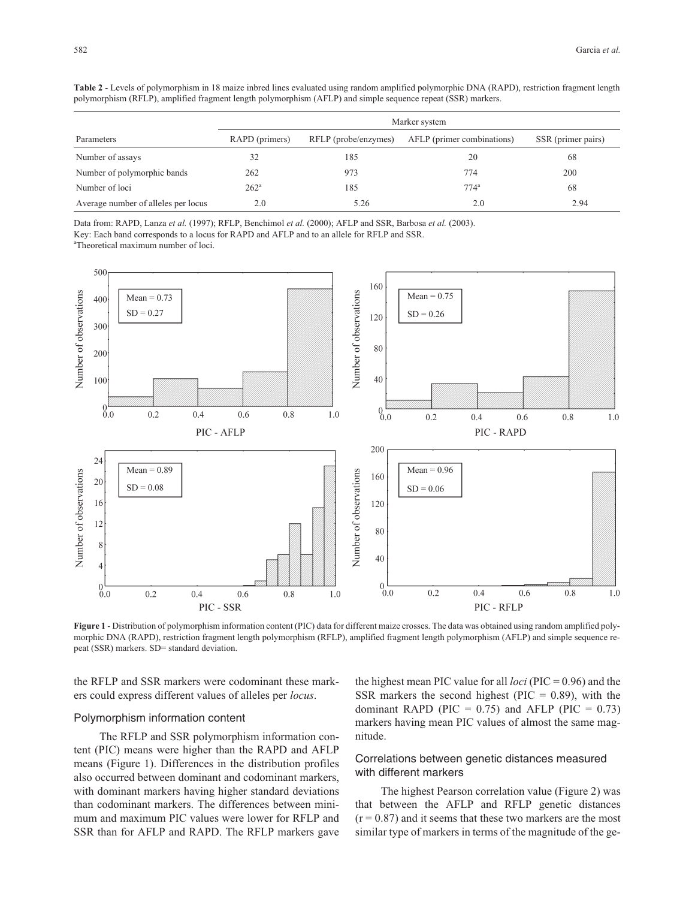**Table 2** - Levels of polymorphism in 18 maize inbred lines evaluated using random amplified polymorphic DNA (RAPD), restriction fragment length polymorphism (RFLP), amplified fragment length polymorphism (AFLP) and simple sequence repeat (SSR) markers.

| Parameters | Marker system | | | |
|---|---|---|---|---|
| | RAPD (primers) | RFLP (probe/enzymes) | AFLP (primer combinations) | SSR (primer pairs) |
| Number of assays | 32 | 185 | 20 | 68 |
| Number of polymorphic bands | 262 | 973 | 774 | 200 |
| Number of loci | 262[a] | 185 | 774[a] | 68 |
| Average number of alleles per locus | 2.0 | 5.26 | 2.0 | 2.94 |

Data from: RAPD, Lanza *et al.* (1997); RFLP, Benchimol *et al.* (2000); AFLP and SSR, Barbosa *et al.* (2003).
Key: Each band corresponds to a locus for RAPD and AFLP and to an allele for RFLP and SSR.
[a]Theoretical maximum number of loci.

**Figure 1** - Distribution of polymorphism information content (PIC) data for different maize crosses. The data was obtained using random amplified polymorphic DNA (RAPD), restriction fragment length polymorphism (RFLP), amplified fragment length polymorphism (AFLP) and simple sequence repeat (SSR) markers. SD= standard deviation.

the RFLP and SSR markers were codominant these markers could express different values of alleles per *locus*.

## Polymorphism information content

The RFLP and SSR polymorphism information content (PIC) means were higher than the RAPD and AFLP means (Figure 1). Differences in the distribution profiles also occurred between dominant and codominant markers, with dominant markers having higher standard deviations than codominant markers. The differences between minimum and maximum PIC values were lower for RFLP and SSR than for AFLP and RAPD. The RFLP markers gave the highest mean PIC value for all *loci* (PIC = 0.96) and the SSR markers the second highest (PIC = 0.89), with the dominant RAPD (PIC = 0.75) and AFLP (PIC = 0.73) markers having mean PIC values of almost the same magnitude.

## Correlations between genetic distances measured with different markers

The highest Pearson correlation value (Figure 2) was that between the AFLP and RFLP genetic distances ($r = 0.87$) and it seems that these two markers are the most similar type of markers in terms of the magnitude of the ge-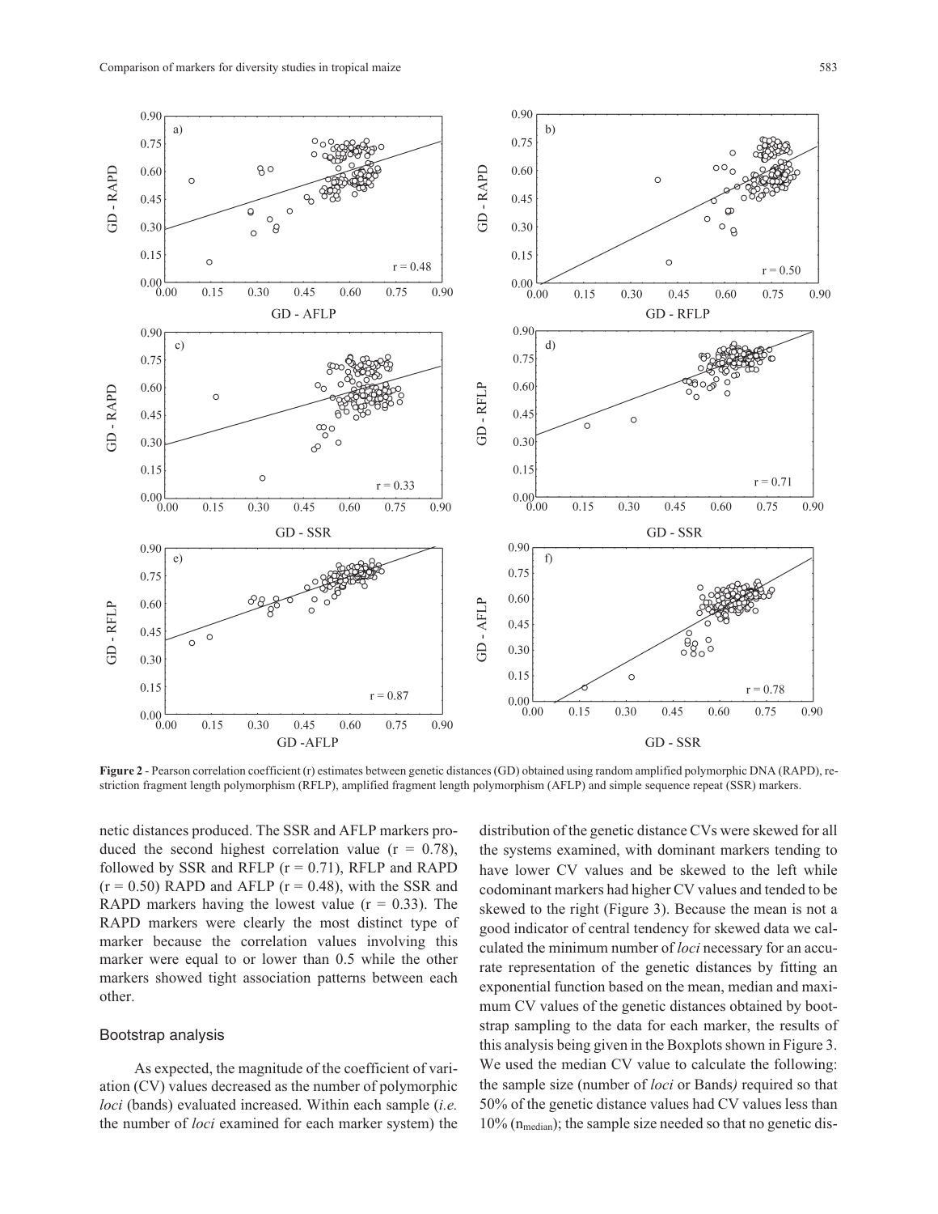**Figure 2** - Pearson correlation coefficient (r) estimates between genetic distances (GD) obtained using random amplified polymorphic DNA (RAPD), restriction fragment length polymorphism (RFLP), amplified fragment length polymorphism (AFLP) and simple sequence repeat (SSR) markers.

netic distances produced. The SSR and AFLP markers produced the second highest correlation value (r = 0.78), followed by SSR and RFLP (r = 0.71), RFLP and RAPD (r = 0.50) RAPD and AFLP (r = 0.48), with the SSR and RAPD markers having the lowest value (r = 0.33). The RAPD markers were clearly the most distinct type of marker because the correlation values involving this marker were equal to or lower than 0.5 while the other markers showed tight association patterns between each other.

## Bootstrap analysis

As expected, the magnitude of the coefficient of variation (CV) values decreased as the number of polymorphic *loci* (bands) evaluated increased. Within each sample (*i.e.* the number of *loci* examined for each marker system) the distribution of the genetic distance CVs were skewed for all the systems examined, with dominant markers tending to have lower CV values and be skewed to the left while codominant markers had higher CV values and tended to be skewed to the right (Figure 3). Because the mean is not a good indicator of central tendency for skewed data we calculated the minimum number of *loci* necessary for an accurate representation of the genetic distances by fitting an exponential function based on the mean, median and maximum CV values of the genetic distances obtained by bootstrap sampling to the data for each marker, the results of this analysis being given in the Boxplots shown in Figure 3. We used the median CV value to calculate the following: the sample size (number of *loci* or Bands*)* required so that 50% of the genetic distance values had CV values less than 10% ($n_{median}$); the sample size needed so that no genetic dis-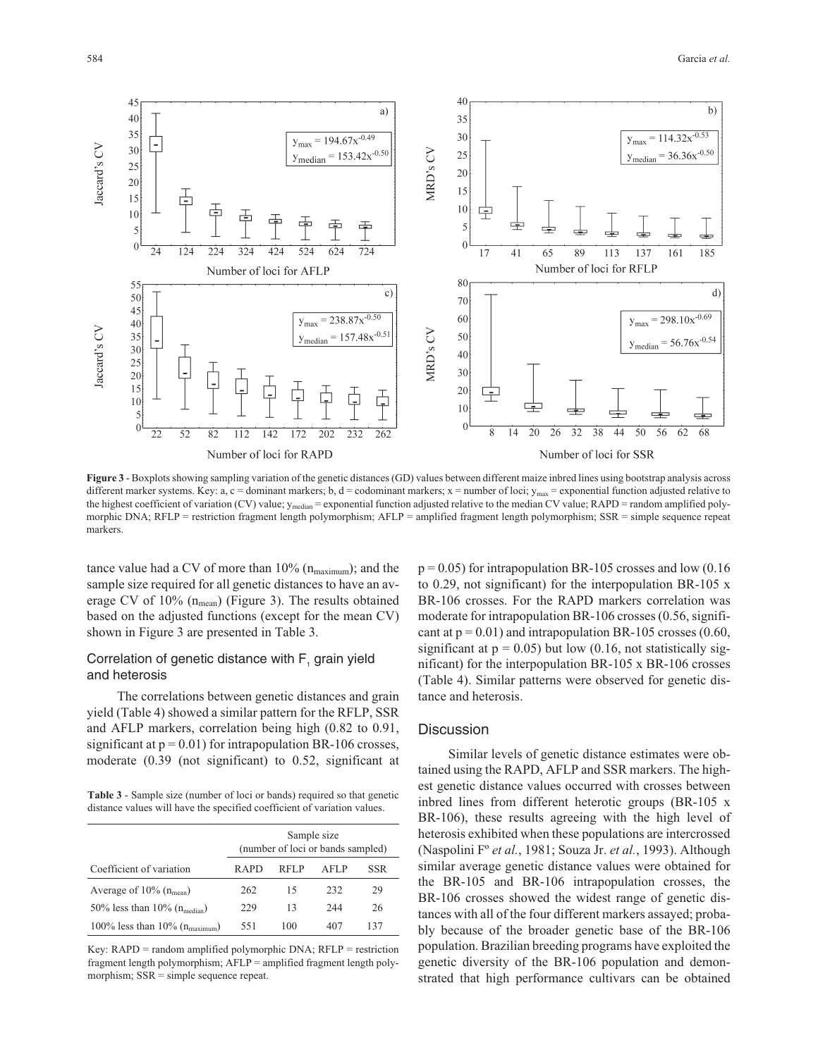Figure 3 - Boxplots showing sampling variation of the genetic distances (GD) values between different maize inbred lines using bootstrap analysis across different marker systems. Key: a, c = dominant markers; b, d = codominant markers; x = number of loci; $y_{max}$ = exponential function adjusted relative to the highest coefficient of variation (CV) value; $y_{median}$ = exponential function adjusted relative to the median CV value; RAPD = random amplified polymorphic DNA; RFLP = restriction fragment length polymorphism; AFLP = amplified fragment length polymorphism; SSR = simple sequence repeat markers.

tance value had a CV of more than 10% ($n_{maximum}$); and the sample size required for all genetic distances to have an average CV of 10% ($n_{mean}$) (Figure 3). The results obtained based on the adjusted functions (except for the mean CV) shown in Figure 3 are presented in Table 3.

## Correlation of genetic distance with $F_1$ grain yield and heterosis

The correlations between genetic distances and grain yield (Table 4) showed a similar pattern for the RFLP, SSR and AFLP markers, correlation being high (0.82 to 0.91, significant at $p = 0.01$) for intrapopulation BR-106 crosses, moderate (0.39 (not significant) to 0.52, significant at $p = 0.05$) for intrapopulation BR-105 crosses and low (0.16 to 0.29, not significant) for the interpopulation BR-105 x BR-106 crosses. For the RAPD markers correlation was moderate for intrapopulation BR-106 crosses (0.56, significant at $p = 0.01$) and intrapopulation BR-105 crosses (0.60, significant at $p = 0.05$) but low (0.16, not statistically significant) for the interpopulation BR-105 x BR-106 crosses (Table 4). Similar patterns were observed for genetic distance and heterosis.

**Table 3** - Sample size (number of loci or bands) required so that genetic distance values will have the specified coefficient of variation values.

| Coefficient of variation | Sample size (number of loci or bands sampled) | | | |
|---|---|---|---|---|
| | RAPD | RFLP | AFLP | SSR |
| Average of 10% ($n_{mean}$) | 262 | 15 | 232 | 29 |
| 50% less than 10% ($n_{median}$) | 229 | 13 | 244 | 26 |
| 100% less than 10% ($n_{maximum}$) | 551 | 100 | 407 | 137 |

Key: RAPD = random amplified polymorphic DNA; RFLP = restriction fragment length polymorphism; AFLP = amplified fragment length polymorphism; SSR = simple sequence repeat.

## Discussion

Similar levels of genetic distance estimates were obtained using the RAPD, AFLP and SSR markers. The highest genetic distance values occurred with crosses between inbred lines from different heterotic groups (BR-105 x BR-106), these results agreeing with the high level of heterosis exhibited when these populations are intercrossed (Naspolini Fº *et al.*, 1981; Souza Jr. *et al.*, 1993). Although similar average genetic distance values were obtained for the BR-105 and BR-106 intrapopulation crosses, the BR-106 crosses showed the widest range of genetic distances with all of the four different markers assayed; probably because of the broader genetic base of the BR-106 population. Brazilian breeding programs have exploited the genetic diversity of the BR-106 population and demonstrated that high performance cultivars can be obtained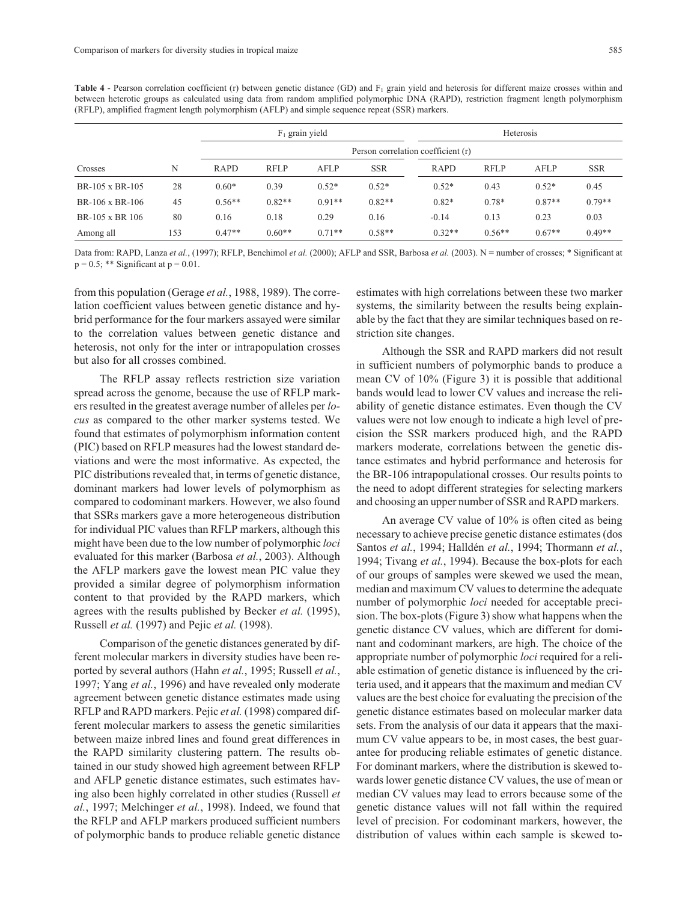**Table 4** - Pearson correlation coefficient (r) between genetic distance (GD) and $F_1$ grain yield and heterosis for different maize crosses within and between heterotic groups as calculated using data from random amplified polymorphic DNA (RAPD), restriction fragment length polymorphism (RFLP), amplified fragment length polymorphism (AFLP) and simple sequence repeat (SSR) markers.

| | | $F_1$ grain yield | | | | Heterosis | | | |
|---|---|---|---|---|---|---|---|---|---|
| | | Person correlation coefficient (r) | | | | | | | |
| Crosses | N | RAPD | RFLP | AFLP | SSR | RAPD | RFLP | AFLP | SSR |
| BR-105 x BR-105 | 28 | 0.60* | 0.39 | 0.52* | 0.52* | 0.52* | 0.43 | 0.52* | 0.45 |
| BR-106 x BR-106 | 45 | 0.56** | 0.82** | 0.91** | 0.82** | 0.82* | 0.78* | 0.87** | 0.79** |
| BR-105 x BR 106 | 80 | 0.16 | 0.18 | 0.29 | 0.16 | -0.14 | 0.13 | 0.23 | 0.03 |
| Among all | 153 | 0.47** | 0.60** | 0.71** | 0.58** | 0.32** | 0.56** | 0.67** | 0.49** |

Data from: RAPD, Lanza *et al.*, (1997); RFLP, Benchimol *et al.* (2000); AFLP and SSR, Barbosa *et al.* (2003). N = number of crosses; * Significant at p = 0.5; ** Significant at p = 0.01.

from this population (Gerage *et al.*, 1988, 1989). The correlation coefficient values between genetic distance and hybrid performance for the four markers assayed were similar to the correlation values between genetic distance and heterosis, not only for the inter or intrapopulation crosses but also for all crosses combined.

The RFLP assay reflects restriction size variation spread across the genome, because the use of RFLP markers resulted in the greatest average number of alleles per *locus* as compared to the other marker systems tested. We found that estimates of polymorphism information content (PIC) based on RFLP measures had the lowest standard deviations and were the most informative. As expected, the PIC distributions revealed that, in terms of genetic distance, dominant markers had lower levels of polymorphism as compared to codominant markers. However, we also found that SSRs markers gave a more heterogeneous distribution for individual PIC values than RFLP markers, although this might have been due to the low number of polymorphic *loci* evaluated for this marker (Barbosa *et al.*, 2003). Although the AFLP markers gave the lowest mean PIC value they provided a similar degree of polymorphism information content to that provided by the RAPD markers, which agrees with the results published by Becker *et al.* (1995), Russell *et al.* (1997) and Pejic *et al.* (1998).

Comparison of the genetic distances generated by different molecular markers in diversity studies have been reported by several authors (Hahn *et al.*, 1995; Russell *et al.*, 1997; Yang *et al.*, 1996) and have revealed only moderate agreement between genetic distance estimates made using RFLP and RAPD markers. Pejic *et al.* (1998) compared different molecular markers to assess the genetic similarities between maize inbred lines and found great differences in the RAPD similarity clustering pattern. The results obtained in our study showed high agreement between RFLP and AFLP genetic distance estimates, such estimates having also been highly correlated in other studies (Russell *et al.*, 1997; Melchinger *et al.*, 1998). Indeed, we found that the RFLP and AFLP markers produced sufficient numbers of polymorphic bands to produce reliable genetic distance estimates with high correlations between these two marker systems, the similarity between the results being explainable by the fact that they are similar techniques based on restriction site changes.

Although the SSR and RAPD markers did not result in sufficient numbers of polymorphic bands to produce a mean CV of 10% (Figure 3) it is possible that additional bands would lead to lower CV values and increase the reliability of genetic distance estimates. Even though the CV values were not low enough to indicate a high level of precision the SSR markers produced high, and the RAPD markers moderate, correlations between the genetic distance estimates and hybrid performance and heterosis for the BR-106 intrapopulational crosses. Our results points to the need to adopt different strategies for selecting markers and choosing an upper number of SSR and RAPD markers.

An average CV value of 10% is often cited as being necessary to achieve precise genetic distance estimates (dos Santos *et al.*, 1994; Halldén *et al.*, 1994; Thormann *et al.*, 1994; Tivang *et al.*, 1994). Because the box-plots for each of our groups of samples were skewed we used the mean, median and maximum CV values to determine the adequate number of polymorphic *loci* needed for acceptable precision. The box-plots (Figure 3) show what happens when the genetic distance CV values, which are different for dominant and codominant markers, are high. The choice of the appropriate number of polymorphic *loci* required for a reliable estimation of genetic distance is influenced by the criteria used, and it appears that the maximum and median CV values are the best choice for evaluating the precision of the genetic distance estimates based on molecular marker data sets. From the analysis of our data it appears that the maximum CV value appears to be, in most cases, the best guarantee for producing reliable estimates of genetic distance. For dominant markers, where the distribution is skewed towards lower genetic distance CV values, the use of mean or median CV values may lead to errors because some of the genetic distance values will not fall within the required level of precision. For codominant markers, however, the distribution of values within each sample is skewed to-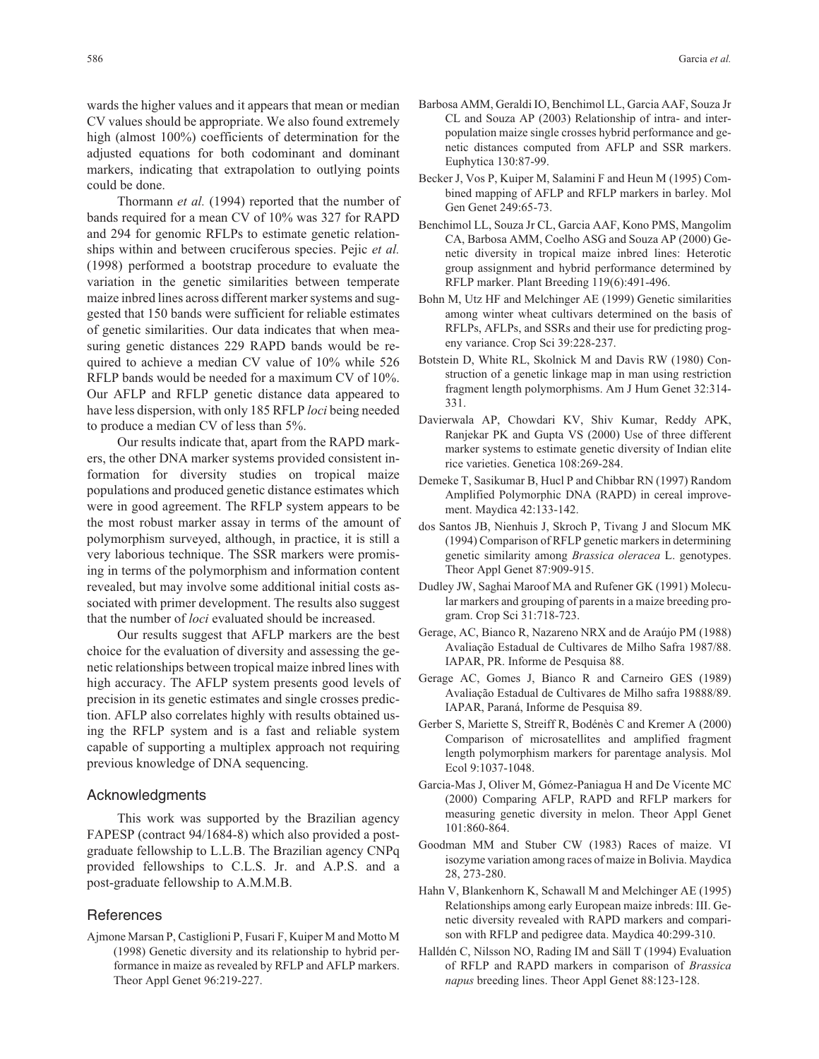wards the higher values and it appears that mean or median CV values should be appropriate. We also found extremely high (almost 100%) coefficients of determination for the adjusted equations for both codominant and dominant markers, indicating that extrapolation to outlying points could be done.

Thormann *et al.* (1994) reported that the number of bands required for a mean CV of 10% was 327 for RAPD and 294 for genomic RFLPs to estimate genetic relationships within and between cruciferous species. Pejic *et al.* (1998) performed a bootstrap procedure to evaluate the variation in the genetic similarities between temperate maize inbred lines across different marker systems and suggested that 150 bands were sufficient for reliable estimates of genetic similarities. Our data indicates that when measuring genetic distances 229 RAPD bands would be required to achieve a median CV value of 10% while 526 RFLP bands would be needed for a maximum CV of 10%. Our AFLP and RFLP genetic distance data appeared to have less dispersion, with only 185 RFLP *loci* being needed to produce a median CV of less than 5%.

Our results indicate that, apart from the RAPD markers, the other DNA marker systems provided consistent information for diversity studies on tropical maize populations and produced genetic distance estimates which were in good agreement. The RFLP system appears to be the most robust marker assay in terms of the amount of polymorphism surveyed, although, in practice, it is still a very laborious technique. The SSR markers were promising in terms of the polymorphism and information content revealed, but may involve some additional initial costs associated with primer development. The results also suggest that the number of *loci* evaluated should be increased.

Our results suggest that AFLP markers are the best choice for the evaluation of diversity and assessing the genetic relationships between tropical maize inbred lines with high accuracy. The AFLP system presents good levels of precision in its genetic estimates and single crosses prediction. AFLP also correlates highly with results obtained using the RFLP system and is a fast and reliable system capable of supporting a multiplex approach not requiring previous knowledge of DNA sequencing.

## Acknowledgments

This work was supported by the Brazilian agency FAPESP (contract 94/1684-8) which also provided a post-graduate fellowship to L.L.B. The Brazilian agency CNPq provided fellowships to C.L.S. Jr. and A.P.S. and a post-graduate fellowship to A.M.M.B.

## References

Ajmone Marsan P, Castiglioni P, Fusari F, Kuiper M and Motto M (1998) Genetic diversity and its relationship to hybrid performance in maize as revealed by RFLP and AFLP markers. Theor Appl Genet 96:219-227.

Barbosa AMM, Geraldi IO, Benchimol LL, Garcia AAF, Souza Jr CL and Souza AP (2003) Relationship of intra- and inter-population maize single crosses hybrid performance and genetic distances computed from AFLP and SSR markers. Euphytica 130:87-99.

Becker J, Vos P, Kuiper M, Salamini F and Heun M (1995) Combined mapping of AFLP and RFLP markers in barley. Mol Gen Genet 249:65-73.

Benchimol LL, Souza Jr CL, Garcia AAF, Kono PMS, Mangolim CA, Barbosa AMM, Coelho ASG and Souza AP (2000) Genetic diversity in tropical maize inbred lines: Heterotic group assignment and hybrid performance determined by RFLP marker. Plant Breeding 119(6):491-496.

Bohn M, Utz HF and Melchinger AE (1999) Genetic similarities among winter wheat cultivars determined on the basis of RFLPs, AFLPs, and SSRs and their use for predicting progeny variance. Crop Sci 39:228-237.

Botstein D, White RL, Skolnick M and Davis RW (1980) Construction of a genetic linkage map in man using restriction fragment length polymorphisms. Am J Hum Genet 32:314-331.

Davierwala AP, Chowdari KV, Shiv Kumar, Reddy APK, Ranjekar PK and Gupta VS (2000) Use of three different marker systems to estimate genetic diversity of Indian elite rice varieties. Genetica 108:269-284.

Demeke T, Sasikumar B, Hucl P and Chibbar RN (1997) Random Amplified Polymorphic DNA (RAPD) in cereal improvement. Maydica 42:133-142.

dos Santos JB, Nienhuis J, Skroch P, Tivang J and Slocum MK (1994) Comparison of RFLP genetic markers in determining genetic similarity among *Brassica oleracea* L. genotypes. Theor Appl Genet 87:909-915.

Dudley JW, Saghai Maroof MA and Rufener GK (1991) Molecular markers and grouping of parents in a maize breeding program. Crop Sci 31:718-723.

Gerage, AC, Bianco R, Nazareno NRX and de Araújo PM (1988) Avaliação Estadual de Cultivares de Milho Safra 1987/88. IAPAR, PR. Informe de Pesquisa 88.

Gerage AC, Gomes J, Bianco R and Carneiro GES (1989) Avaliação Estadual de Cultivares de Milho safra 19888/89. IAPAR, Paraná, Informe de Pesquisa 89.

Gerber S, Mariette S, Streiff R, Bodénès C and Kremer A (2000) Comparison of microsatellites and amplified fragment length polymorphism markers for parentage analysis. Mol Ecol 9:1037-1048.

Garcia-Mas J, Oliver M, Gómez-Paniagua H and De Vicente MC (2000) Comparing AFLP, RAPD and RFLP markers for measuring genetic diversity in melon. Theor Appl Genet 101:860-864.

Goodman MM and Stuber CW (1983) Races of maize. VI isozyme variation among races of maize in Bolivia. Maydica 28, 273-280.

Hahn V, Blankenhorn K, Schawall M and Melchinger AE (1995) Relationships among early European maize inbreds: III. Genetic diversity revealed with RAPD markers and comparison with RFLP and pedigree data. Maydica 40:299-310.

Halldén C, Nilsson NO, Rading IM and Säll T (1994) Evaluation of RFLP and RAPD markers in comparison of *Brassica napus* breeding lines. Theor Appl Genet 88:123-128.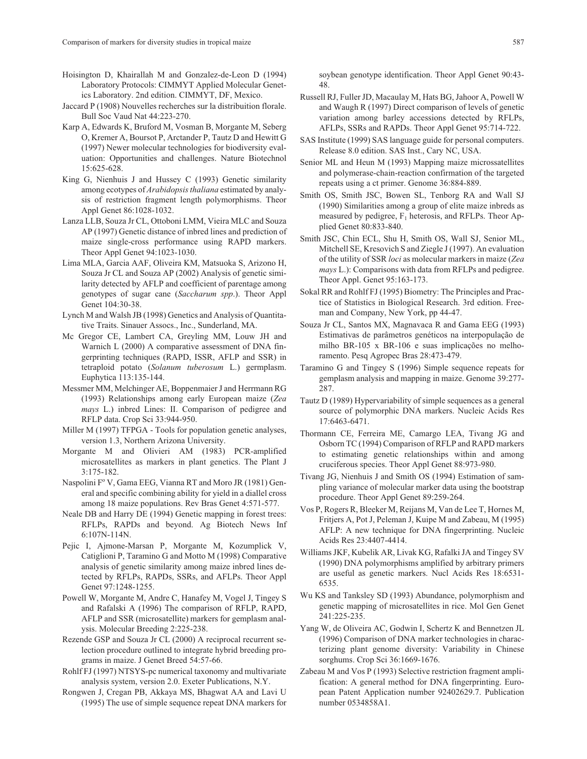Hoisington D, Khairallah M and Gonzalez-de-Leon D (1994) Laboratory Protocols: CIMMYT Applied Molecular Genetics Laboratory. 2nd edition. CIMMYT, DF, Mexico.

Jaccard P (1908) Nouvelles recherches sur la distribuition florale. Bull Soc Vaud Nat 44:223-270.

Karp A, Edwards K, Bruford M, Vosman B, Morgante M, Seberg O, Kremer A, Boursot P, Arctander P, Tautz D and Hewitt G (1997) Newer molecular technologies for biodiversity evaluation: Opportunities and challenges. Nature Biotechnol 15:625-628.

King G, Nienhuis J and Hussey C (1993) Genetic similarity among ecotypes of *Arabidopsis thaliana* estimated by analysis of restriction fragment length polymorphisms. Theor Appl Genet 86:1028-1032.

Lanza LLB, Souza Jr CL, Ottoboni LMM, Vieira MLC and Souza AP (1997) Genetic distance of inbred lines and prediction of maize single-cross performance using RAPD markers. Theor Appl Genet 94:1023-1030.

Lima MLA, Garcia AAF, Oliveira KM, Matsuoka S, Arizono H, Souza Jr CL and Souza AP (2002) Analysis of genetic similarity detected by AFLP and coefficient of parentage among genotypes of sugar cane (*Saccharum spp.*). Theor Appl Genet 104:30-38.

Lynch M and Walsh JB (1998) Genetics and Analysis of Quantitative Traits. Sinauer Assocs., Inc., Sunderland, MA.

Mc Gregor CE, Lambert CA, Greyling MM, Louw JH and Warnich L (2000) A comparative assessment of DNA fingerprinting techniques (RAPD, ISSR, AFLP and SSR) in tetraploid potato (*Solanum tuberosum* L.) germplasm. Euphytica 113:135-144.

Messmer MM, Melchinger AE, Boppenmaier J and Herrmann RG (1993) Relationships among early European maize (*Zea mays* L.) inbred Lines: II. Comparison of pedigree and RFLP data. Crop Sci 33:944-950.

Miller M (1997) TFPGA - Tools for population genetic analyses, version 1.3, Northern Arizona University.

Morgante M and Olivieri AM (1983) PCR-amplified microsatellites as markers in plant genetics. The Plant J 3:175-182.

Naspolini Fº V, Gama EEG, Vianna RT and Moro JR (1981) General and specific combining ability for yield in a diallel cross among 18 maize populations. Rev Bras Genet 4:571-577.

Neale DB and Harry DE (1994) Genetic mapping in forest trees: RFLPs, RAPDs and beyond. Ag Biotech News Inf 6:107N-114N.

Pejic I, Ajmone-Marsan P, Morgante M, Kozumplick V, Catiglioni P, Taramino G and Motto M (1998) Comparative analysis of genetic similarity among maize inbred lines detected by RFLPs, RAPDs, SSRs, and AFLPs. Theor Appl Genet 97:1248-1255.

Powell W, Morgante M, Andre C, Hanafey M, Vogel J, Tingey S and Rafalski A (1996) The comparison of RFLP, RAPD, AFLP and SSR (microsatellite) markers for gemplasm analysis. Molecular Breeding 2:225-238.

Rezende GSP and Souza Jr CL (2000) A reciprocal recurrent selection procedure outlined to integrate hybrid breeding programs in maize. J Genet Breed 54:57-66.

Rohlf FJ (1997) NTSYS-pc numerical taxonomy and multivariate analysis system, version 2.0. Exeter Publications, N.Y.

Rongwen J, Cregan PB, Akkaya MS, Bhagwat AA and Lavi U (1995) The use of simple sequence repeat DNA markers for soybean genotype identification. Theor Appl Genet 90:43-48.

Russell RJ, Fuller JD, Macaulay M, Hats BG, Jahoor A, Powell W and Waugh R (1997) Direct comparison of levels of genetic variation among barley accessions detected by RFLPs, AFLPs, SSRs and RAPDs. Theor Appl Genet 95:714-722.

SAS Institute (1999) SAS language guide for personal computers. Release 8.0 edition. SAS Inst., Cary NC, USA.

Senior ML and Heun M (1993) Mapping maize microssatellites and polymerase-chain-reaction confirmation of the targeted repeats using a ct primer. Genome 36:884-889.

Smith OS, Smith JSC, Bowen SL, Tenborg RA and Wall SJ (1990) Similarities among a group of elite maize inbreds as measured by pedigree, $F_1$ heterosis, and RFLPs. Theor Applied Genet 80:833-840.

Smith JSC, Chin ECL, Shu H, Smith OS, Wall SJ, Senior ML, Mitchell SE, Kresovich S and Ziegle J (1997). An evaluation of the utility of SSR *loci* as molecular markers in maize (*Zea mays* L.): Comparisons with data from RFLPs and pedigree. Theor Appl. Genet 95:163-173.

Sokal RR and Rohlf FJ (1995) Biometry: The Principles and Practice of Statistics in Biological Research. 3rd edition. Freeman and Company, New York, pp 44-47.

Souza Jr CL, Santos MX, Magnavaca R and Gama EEG (1993) Estimativas de parâmetros genéticos na interpopulação de milho BR-105 x BR-106 e suas implicações no melhoramento. Pesq Agropec Bras 28:473-479.

Taramino G and Tingey S (1996) Simple sequence repeats for gemplasm analysis and mapping in maize. Genome 39:277-287.

Tautz D (1989) Hypervariability of simple sequences as a general source of polymorphic DNA markers. Nucleic Acids Res 17:6463-6471.

Thormann CE, Ferreira ME, Camargo LEA, Tivang JG and Osborn TC (1994) Comparison of RFLP and RAPD markers to estimating genetic relationships within and among cruciferous species. Theor Appl Genet 88:973-980.

Tivang JG, Nienhuis J and Smith OS (1994) Estimation of sampling variance of molecular marker data using the bootstrap procedure. Theor Appl Genet 89:259-264.

Vos P, Rogers R, Bleeker M, Reijans M, Van de Lee T, Hornes M, Fritjers A, Pot J, Peleman J, Kuipe M and Zabeau, M (1995) AFLP: A new technique for DNA fingerprinting. Nucleic Acids Res 23:4407-4414.

Williams JKF, Kubelik AR, Livak KG, Rafalki JA and Tingey SV (1990) DNA polymorphisms amplified by arbitrary primers are useful as genetic markers. Nucl Acids Res 18:6531-6535.

Wu KS and Tanksley SD (1993) Abundance, polymorphism and genetic mapping of microsatellites in rice. Mol Gen Genet 241:225-235.

Yang W, de Oliveira AC, Godwin I, Schertz K and Bennetzen JL (1996) Comparison of DNA marker technologies in characterizing plant genome diversity: Variability in Chinese sorghums. Crop Sci 36:1669-1676.

Zabeau M and Vos P (1993) Selective restriction fragment amplification: A general method for DNA fingerprinting. European Patent Application number 92402629.7. Publication number 0534858A1.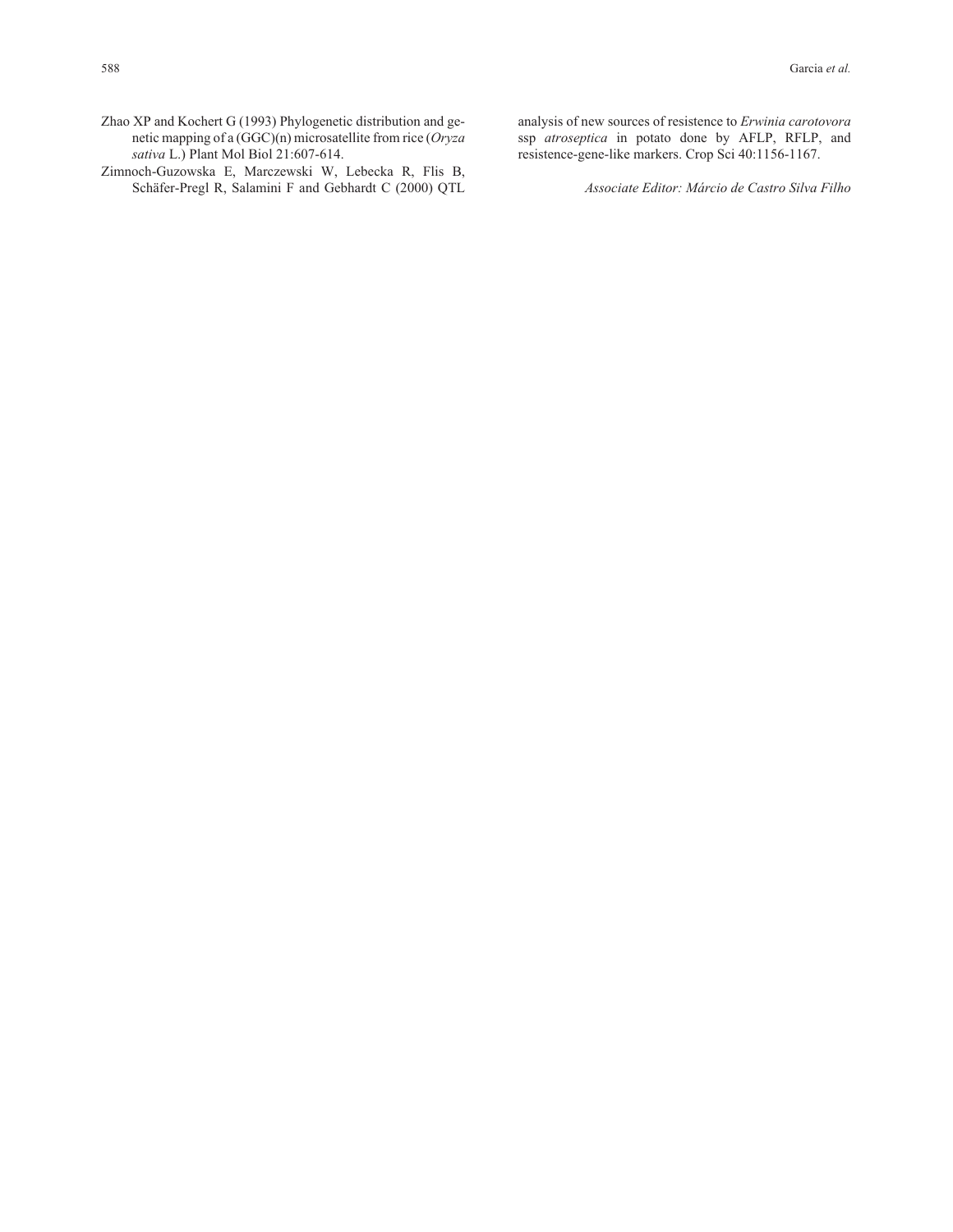Zhao XP and Kochert G (1993) Phylogenetic distribution and genetic mapping of a (GGC)(n) microsatellite from rice (*Oryza sativa* L.) Plant Mol Biol 21:607-614.

Zimnoch-Guzowska E, Marczewski W, Lebecka R, Flis B, Schäfer-Pregl R, Salamini F and Gebhardt C (2000) QTL analysis of new sources of resistence to *Erwinia carotovora* ssp *atroseptica* in potato done by AFLP, RFLP, and resistence-gene-like markers. Crop Sci 40:1156-1167.

*Associate Editor: Márcio de Castro Silva Filho*